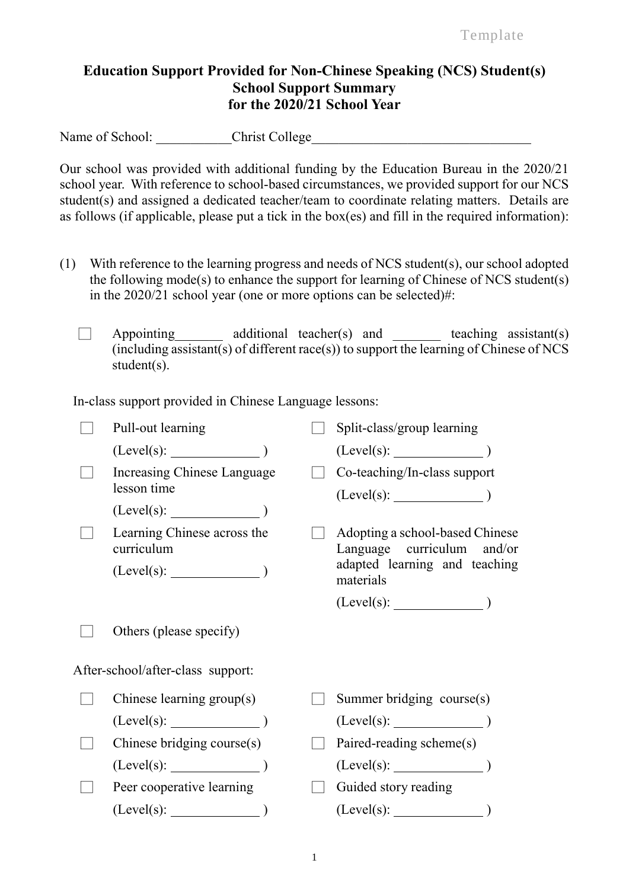Template

**Education Support Provided for Non-Chinese Speaking (NCS) Student(s)**
**School Support Summary**
**for the 2020/21 School Year**

Name of School: ___________Christ College________________________________

Our school was provided with additional funding by the Education Bureau in the 2020/21 school year. With reference to school-based circumstances, we provided support for our NCS student(s) and assigned a dedicated teacher/team to coordinate relating matters. Details are as follows (if applicable, please put a tick in the box(es) and fill in the required information):

(1) With reference to the learning progress and needs of NCS student(s), our school adopted the following mode(s) to enhance the support for learning of Chinese of NCS student(s) in the 2020/21 school year (one or more options can be selected)#:

- ☐ Appointing_______ additional teacher(s) and _______ teaching assistant(s) (including assistant(s) of different race(s)) to support the learning of Chinese of NCS student(s).

In-class support provided in Chinese Language lessons:

- ☐ Pullout learning (Level(s): ____________ )
- ☐ Split-class/group learning (Level(s): ____________ )
- ☐ Increasing Chinese Language lesson time (Level(s): ____________ )
- ☐ Co-teaching/In-class support (Level(s): ____________ )
- ☐ Learning Chinese across the curriculum (Level(s): ____________ )
- ☐ Adopting a school-based Chinese Language curriculum and/or adapted learning and teaching materials (Level(s): ____________ )
- ☐ Others (please specify)

After-school/after-class support:

- ☐ Chinese learning group(s) (Level(s): ____________ )
- ☐ Summer bridging course(s) (Level(s): ____________ )
- ☐ Chinese bridging course(s) (Level(s): ____________ )
- ☐ Paired-reading scheme(s) (Level(s): ____________ )
- ☐ Peer cooperative learning (Level(s): ____________ )
- ☐ Guided story reading (Level(s): ____________ )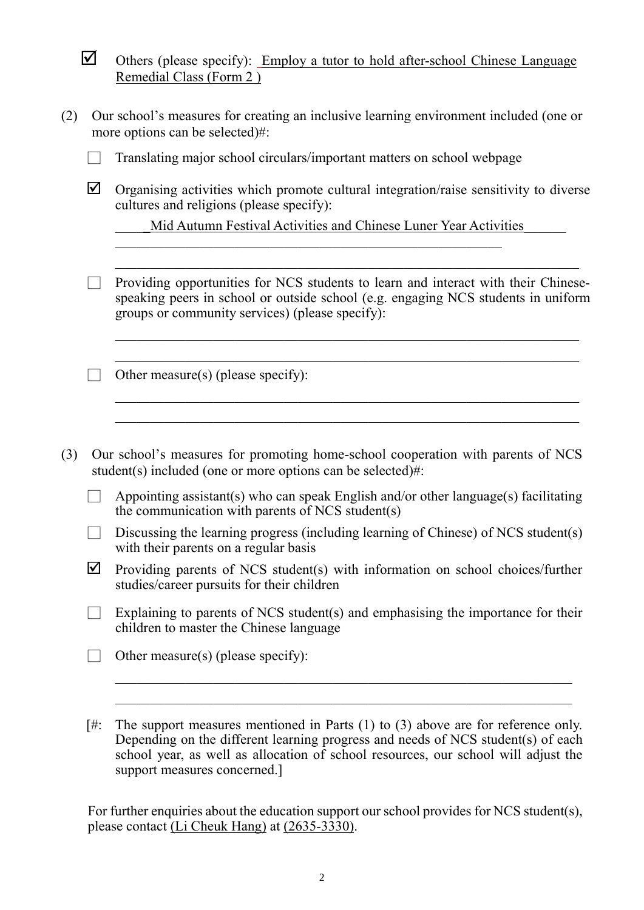☑ Others (please specify): Employ a tutor to hold after-school Chinese Language Remedial Class (Form 2 )

(2) Our school's measures for creating an inclusive learning environment included (one or more options can be selected)#:

☐ Translating major school circulars/important matters on school webpage

☑ Organising activities which promote cultural integration/raise sensitivity to diverse cultures and religions (please specify):

Mid Autumn Festival Activities and Chinese Luner Year Activities

☐ Providing opportunities for NCS students to learn and interact with their Chinese-speaking peers in school or outside school (e.g. engaging NCS students in uniform groups or community services) (please specify):

☐ Other measure(s) (please specify):

(3) Our school's measures for promoting home-school cooperation with parents of NCS student(s) included (one or more options can be selected)#:

☐ Appointing assistant(s) who can speak English and/or other language(s) facilitating the communication with parents of NCS student(s)

☐ Discussing the learning progress (including learning of Chinese) of NCS student(s) with their parents on a regular basis

☑ Providing parents of NCS student(s) with information on school choices/further studies/career pursuits for their children

☐ Explaining to parents of NCS student(s) and emphasising the importance for their children to master the Chinese language

☐ Other measure(s) (please specify):

[#: The support measures mentioned in Parts (1) to (3) above are for reference only. Depending on the different learning progress and needs of NCS student(s) of each school year, as well as allocation of school resources, our school will adjust the support measures concerned.]

For further enquiries about the education support our school provides for NCS student(s), please contact (Li Cheuk Hang) at (2635-3330).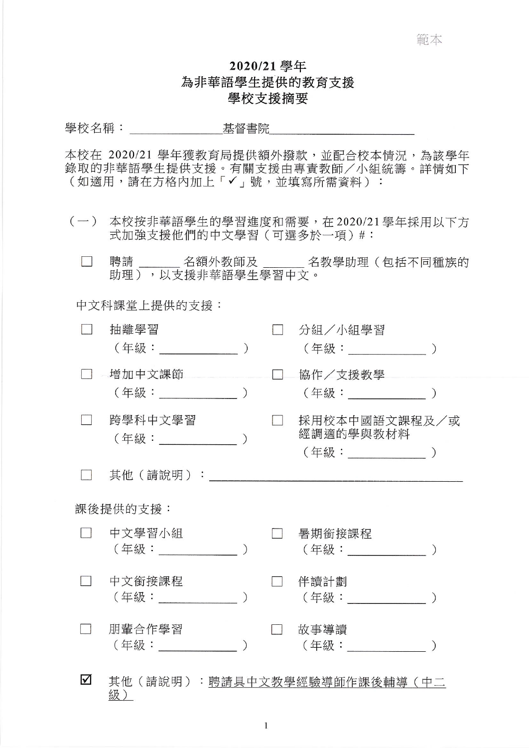範本

# 2020/21 學年
# 為非華語學生提供的教育支援
# 學校支援摘要

學校名稱：＿＿＿＿＿基督書院＿＿＿＿＿

本校在 2020/21 學年獲教育局提供額外撥款，並配合校本情況，為該學年錄取的非華語學生提供支援。有關支援由專責教師／小組統籌。詳情如下（如適用，請在方格內加上「✓」號，並填寫所需資料）：

（一） 本校按非華語學生的學習進度和需要，在2020/21 學年採用以下方式加強支援他們的中文學習（可選多於一項）#：

☐ 聘請 ＿＿＿ 名額外教師及 ＿＿＿ 名教學助理（包括不同種族的助理），以支援非華語學生學習中文。

中文科課堂上提供的支援：

☐ 抽離學習（年級：＿＿＿＿＿）

☐ 分組／小組學習（年級：＿＿＿＿＿）

☐ 增加中文課節（年級：＿＿＿＿＿）

☐ 協作／支援教學（年級：＿＿＿＿＿）

☐ 跨學科中文學習（年級：＿＿＿＿＿）

☐ 採用校本中國語文課程及／或經調適的學與教材料（年級：＿＿＿＿＿）

☐ 其他（請說明）：＿＿＿＿＿＿＿＿＿＿＿＿＿＿＿＿

課後提供的支援：

☐ 中文學習小組（年級：＿＿＿＿＿）

☐ 暑期銜接課程（年級：＿＿＿＿＿）

☐ 中文銜接課程（年級：＿＿＿＿＿）

☐ 伴讀計劃（年級：＿＿＿＿＿）

☐ 朋輩合作學習（年級：＿＿＿＿＿）

☐ 故事導讀（年級：＿＿＿＿＿）

☑ 其他（請說明）：聘請具中文教學經驗導師作課後輔導（中二級）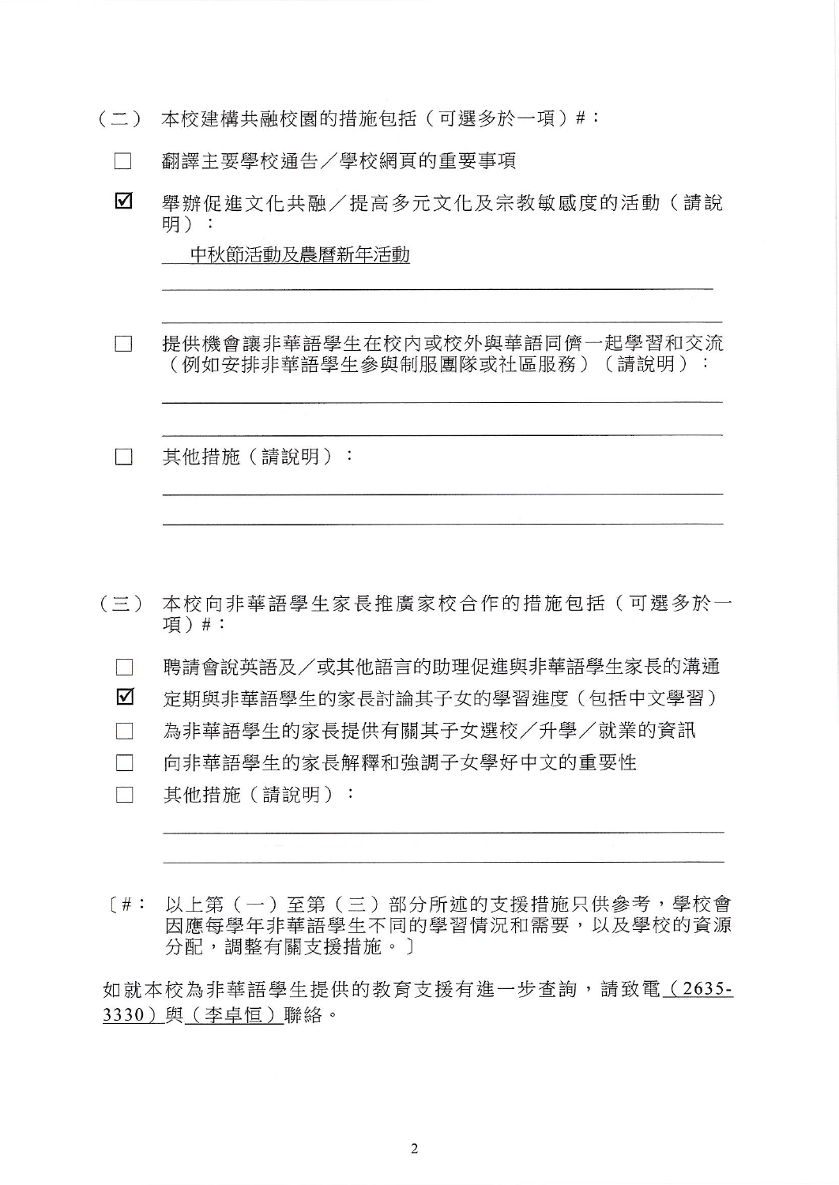（二） 本校建構共融校園的措施包括（可選多於一項）#：

☐ 翻譯主要學校通告／學校網頁的重要事項

☑ 舉辦促進文化共融／提高多元文化及宗教敏感度的活動（請說明）：

中秋節活動及農曆新年活動

☐ 提供機會讓非華語學生在校內或校外與華語同儕一起學習和交流（例如安排非華語學生參與制服團隊或社區服務）（請說明）：

☐ 其他措施（請說明）：

（三） 本校向非華語學生家長推廣家校合作的措施包括（可選多於一項）#：

☐ 聘請會說英語及／或其他語言的助理促進與非華語學生家長的溝通

☑ 定期與非華語學生的家長討論其子女的學習進度（包括中文學習）

☐ 為非華語學生的家長提供有關其子女選校／升學／就業的資訊

☐ 向非華語學生的家長解釋和強調子女學好中文的重要性

☐ 其他措施（請說明）：

〔#： 以上第（一）至第（三）部分所述的支援措施只供參考，學校會因應每學年非華語學生不同的學習情況和需要，以及學校的資源分配，調整有關支援措施。〕

如就本校為非華語學生提供的教育支援有進一步查詢，請致電（2635-3330）與（李卓恒）聯絡。